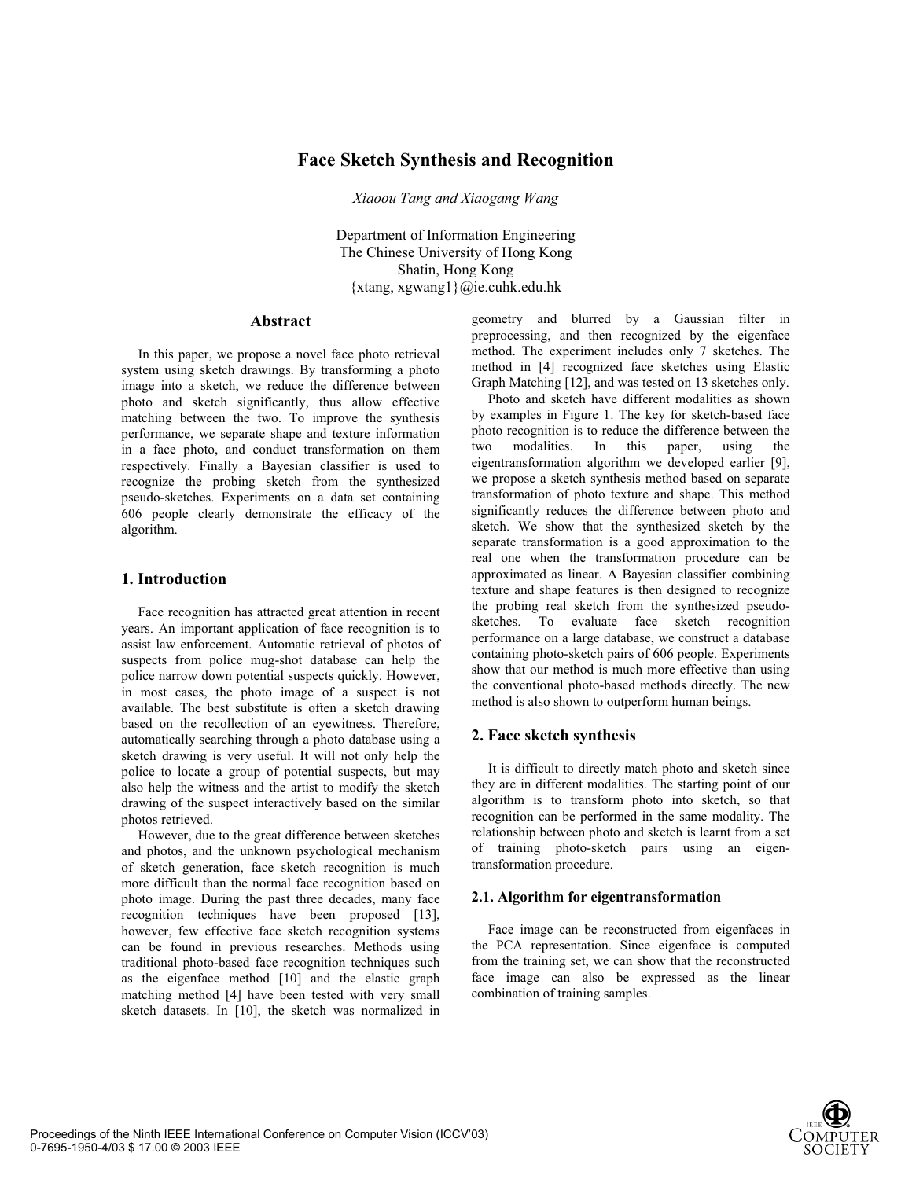# Face Sketch Synthesis and Recognition

*Xiaoou Tang and Xiaogang Wang*

Department of Information Engineering
The Chinese University of Hong Kong
Shatin, Hong Kong
{xtang, xgwang1}@ie.cuhk.edu.hk

## Abstract

In this paper, we propose a novel face photo retrieval system using sketch drawings. By transforming a photo image into a sketch, we reduce the difference between photo and sketch significantly, thus allow effective matching between the two. To improve the synthesis performance, we separate shape and texture information in a face photo, and conduct transformation on them respectively. Finally a Bayesian classifier is used to recognize the probing sketch from the synthesized pseudo-sketches. Experiments on a data set containing 606 people clearly demonstrate the efficacy of the algorithm.

## 1. Introduction

Face recognition has attracted great attention in recent years. An important application of face recognition is to assist law enforcement. Automatic retrieval of photos of suspects from police mug-shot database can help the police narrow down potential suspects quickly. However, in most cases, the photo image of a suspect is not available. The best substitute is often a sketch drawing based on the recollection of an eyewitness. Therefore, automatically searching through a photo database using a sketch drawing is very useful. It will not only help the police to locate a group of potential suspects, but may also help the witness and the artist to modify the sketch drawing of the suspect interactively based on the similar photos retrieved.

However, due to the great difference between sketches and photos, and the unknown psychological mechanism of sketch generation, face sketch recognition is much more difficult than the normal face recognition based on photo image. During the past three decades, many face recognition techniques have been proposed [13], however, few effective face sketch recognition systems can be found in previous researches. Methods using traditional photo-based face recognition techniques such as the eigenface method [10] and the elastic graph matching method [4] have been tested with very small sketch datasets. In [10], the sketch was normalized in geometry and blurred by a Gaussian filter in preprocessing, and then recognized by the eigenface method. The experiment includes only 7 sketches. The method in [4] recognized face sketches using Elastic Graph Matching [12], and was tested on 13 sketches only.

Photo and sketch have different modalities as shown by examples in Figure 1. The key for sketch-based face photo recognition is to reduce the difference between the two modalities. In this paper, using the eigentransformation algorithm we developed earlier [9], we propose a sketch synthesis method based on separate transformation of photo texture and shape. This method significantly reduces the difference between photo and sketch. We show that the synthesized sketch by the separate transformation is a good approximation to the real one when the transformation procedure can be approximated as linear. A Bayesian classifier combining texture and shape features is then designed to recognize the probing real sketch from the synthesized pseudo-sketches. To evaluate face sketch recognition performance on a large database, we construct a database containing photo-sketch pairs of 606 people. Experiments show that our method is much more effective than using the conventional photo-based methods directly. The new method is also shown to outperform human beings.

## 2. Face sketch synthesis

It is difficult to directly match photo and sketch since they are in different modalities. The starting point of our algorithm is to transform photo into sketch, so that recognition can be performed in the same modality. The relationship between photo and sketch is learnt from a set of training photo-sketch pairs using an eigen-transformation procedure.

### 2.1. Algorithm for eigentransformation

Face image can be reconstructed from eigenfaces in the PCA representation. Since eigenface is computed from the training set, we can show that the reconstructed face image can also be expressed as the linear combination of training samples.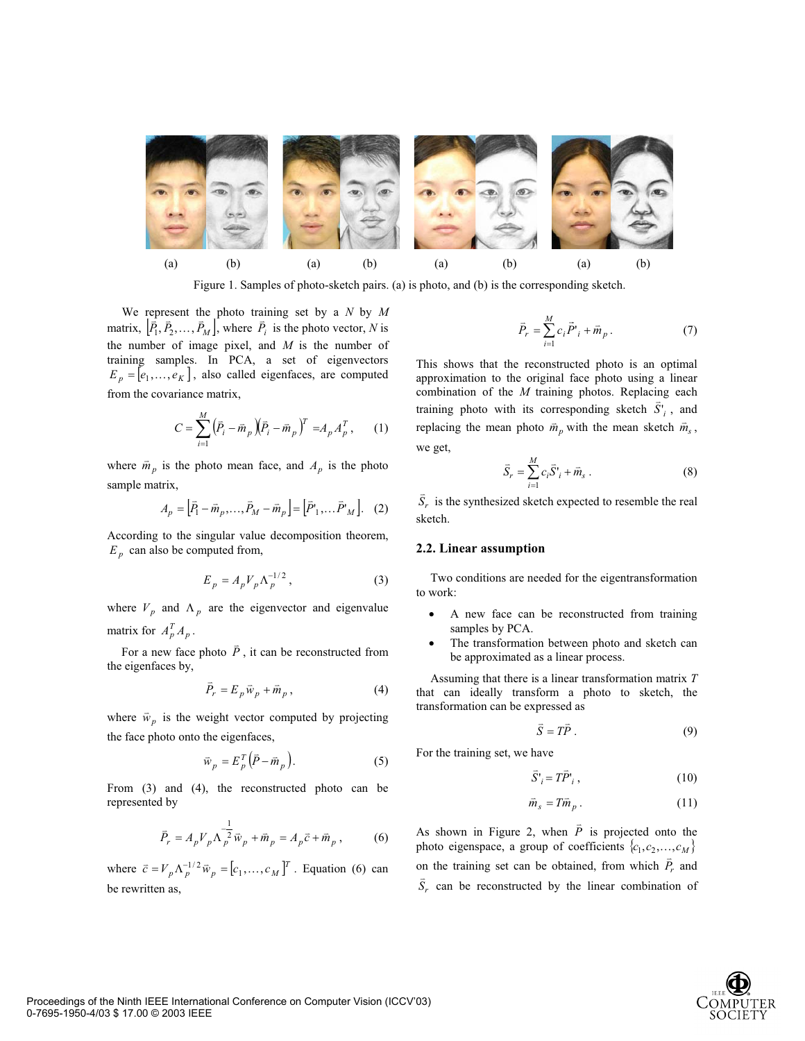(a) (b) (a) (b) (a) (b) (a) (b)

Figure 1. Samples of photo-sketch pairs. (a) is photo, and (b) is the corresponding sketch.

We represent the photo training set by a $N$ by $M$ matrix, $[\vec{P}_1, \vec{P}_2, \ldots, \vec{P}_M]$, where $\vec{P}_i$ is the photo vector, $N$ is the number of image pixel, and $M$ is the number of training samples. In PCA, a set of eigenvectors $E_p = [e_1, \ldots, e_K]$, also called eigenfaces, are computed from the covariance matrix,

$$C = \sum_{i=1}^{M} (\vec{P}_i - \vec{m}_p)(\vec{P}_i - \vec{m}_p)^T = A_p A_p^T, \quad (1)$$

where $\vec{m}_p$ is the photo mean face, and $A_p$ is the photo sample matrix,

$$A_p = [\vec{P}_1 - \vec{m}_p, \ldots, \vec{P}_M - \vec{m}_p] = [\vec{P}'_1, \ldots \vec{P}'_M]. \quad (2)$$

According to the singular value decomposition theorem, $E_p$ can also be computed from,

$$E_p = A_p V_p \Lambda_p^{-1/2}, \quad (3)$$

where $V_p$ and $\Lambda_p$ are the eigenvector and eigenvalue matrix for $A_p^T A_p$.

For a new face photo $\vec{P}$, it can be reconstructed from the eigenfaces by,

$$\vec{P}_r = E_p \vec{w}_p + \vec{m}_p, \quad (4)$$

where $\vec{w}_p$ is the weight vector computed by projecting the face photo onto the eigenfaces,

$$\vec{w}_p = E_p^T (\vec{P} - \vec{m}_p). \quad (5)$$

From (3) and (4), the reconstructed photo can be represented by

$$\vec{P}_r = A_p V_p \Lambda_p^{-\frac{1}{2}} \vec{w}_p + \vec{m}_p = A_p \vec{c} + \vec{m}_p, \quad (6)$$

where $\vec{c} = V_p \Lambda_p^{-1/2} \vec{w}_p = [c_1, \ldots, c_M]^T$. Equation (6) can be rewritten as,

$$\vec{P}_r = \sum_{i=1}^{M} c_i \vec{P}'_i + \vec{m}_p. \quad (7)$$

This shows that the reconstructed photo is an optimal approximation to the original face photo using a linear combination of the $M$ training photos. Replacing each training photo with its corresponding sketch $\vec{S}'_i$, and replacing the mean photo $\vec{m}_p$ with the mean sketch $\vec{m}_s$, we get,

$$\vec{S}_r = \sum_{i=1}^{M} c_i \vec{S}'_i + \vec{m}_s. \quad (8)$$

$\vec{S}_r$ is the synthesized sketch expected to resemble the real sketch.

### 2.2. Linear assumption

Two conditions are needed for the eigentransformation to work:

- A new face can be reconstructed from training samples by PCA.
- The transformation between photo and sketch can be approximated as a linear process.

Assuming that there is a linear transformation matrix $T$ that can ideally transform a photo to sketch, the transformation can be expressed as

$$\vec{S} = T\vec{P}. \quad (9)$$

For the training set, we have

$$\vec{S}'_i = T\vec{P}'_i, \quad (10)$$

$$\vec{m}_s = T\vec{m}_p. \quad (11)$$

As shown in Figure 2, when $\vec{P}$ is projected onto the photo eigenspace, a group of coefficients $\{c_1, c_2, \ldots, c_M\}$ on the training set can be obtained, from which $\vec{P}_r$ and $\vec{S}_r$ can be reconstructed by the linear combination of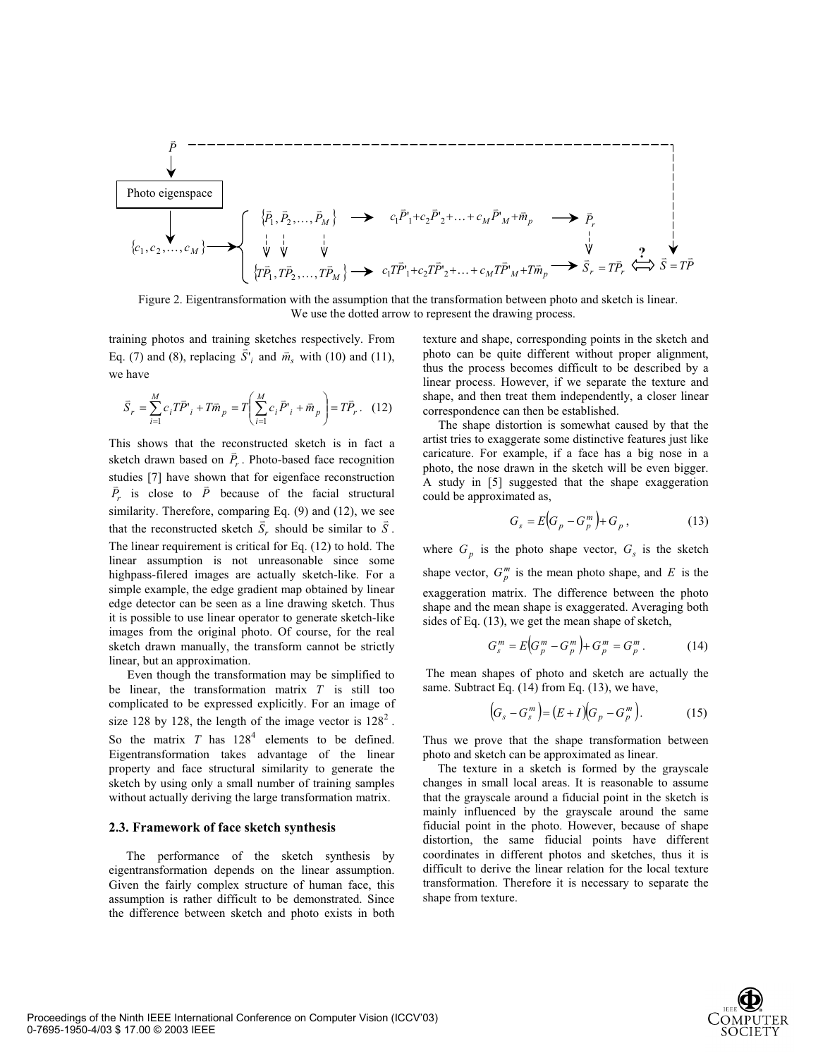Figure 2. Eigentransformation with the assumption that the transformation between photo and sketch is linear. We use the dotted arrow to represent the drawing process.

training photos and training sketches respectively. From Eq. (7) and (8), replacing $\vec{S}'_i$ and $\vec{m}_s$ with (10) and (11), we have

$$\vec{S}_r = \sum_{i=1}^{M} c_i T\vec{P}'_i + T\vec{m}_p = T\left(\sum_{i=1}^{M} c_i \vec{P}'_i + \vec{m}_p\right) = T\vec{P}_r . \quad (12)$$

This shows that the reconstructed sketch is in fact a sketch drawn based on $\vec{P}_r$. Photo-based face recognition studies [7] have shown that for eigenface reconstruction $\vec{P}_r$ is close to $\vec{P}$ because of the facial structural similarity. Therefore, comparing Eq. (9) and (12), we see that the reconstructed sketch $\vec{S}_r$ should be similar to $\vec{S}$. The linear requirement is critical for Eq. (12) to hold. The linear assumption is not unreasonable since some highpass-filered images are actually sketch-like. For a simple example, the edge gradient map obtained by linear edge detector can be seen as a line drawing sketch. Thus it is possible to use linear operator to generate sketch-like images from the original photo. Of course, for the real sketch drawn manually, the transform cannot be strictly linear, but an approximation.

Even though the transformation may be simplified to be linear, the transformation matrix $T$ is still too complicated to be expressed explicitly. For an image of size 128 by 128, the length of the image vector is $128^2$. So the matrix $T$ has $128^4$ elements to be defined. Eigentransformation takes advantage of the linear property and face structural similarity to generate the sketch by using only a small number of training samples without actually deriving the large transformation matrix.

### 2.3. Framework of face sketch synthesis

The performance of the sketch synthesis by eigentransformation depends on the linear assumption. Given the fairly complex structure of human face, this assumption is rather difficult to be demonstrated. Since the difference between sketch and photo exists in both texture and shape, corresponding points in the sketch and photo can be quite different without proper alignment, thus the process becomes difficult to be described by a linear process. However, if we separate the texture and shape, and then treat them independently, a closer linear correspondence can then be established.

The shape distortion is somewhat caused by that the artist tries to exaggerate some distinctive features just like caricature. For example, if a face has a big nose in a photo, the nose drawn in the sketch will be even bigger. A study in [5] suggested that the shape exaggeration could be approximated as,

$$G_s = E\left(G_p - G_p^m\right) + G_p , \quad (13)$$

where $G_p$ is the photo shape vector, $G_s$ is the sketch shape vector, $G_p^m$ is the mean photo shape, and $E$ is the exaggeration matrix. The difference between the photo shape and the mean shape is exaggerated. Averaging both sides of Eq. (13), we get the mean shape of sketch,

$$G_s^m = E\left(G_p^m - G_p^m\right) + G_p^m = G_p^m . \quad (14)$$

The mean shapes of photo and sketch are actually the same. Subtract Eq. (14) from Eq. (13), we have,

$$\left(G_s - G_s^m\right) = \left(E + I\right)\left(G_p - G_p^m\right). \quad (15)$$

Thus we prove that the shape transformation between photo and sketch can be approximated as linear.

The texture in a sketch is formed by the grayscale changes in small local areas. It is reasonable to assume that the grayscale around a fiducial point in the sketch is mainly influenced by the grayscale around the same fiducial point in the photo. However, because of shape distortion, the same fiducial points have different coordinates in different photos and sketches, thus it is difficult to derive the linear relation for the local texture transformation. Therefore it is necessary to separate the shape from texture.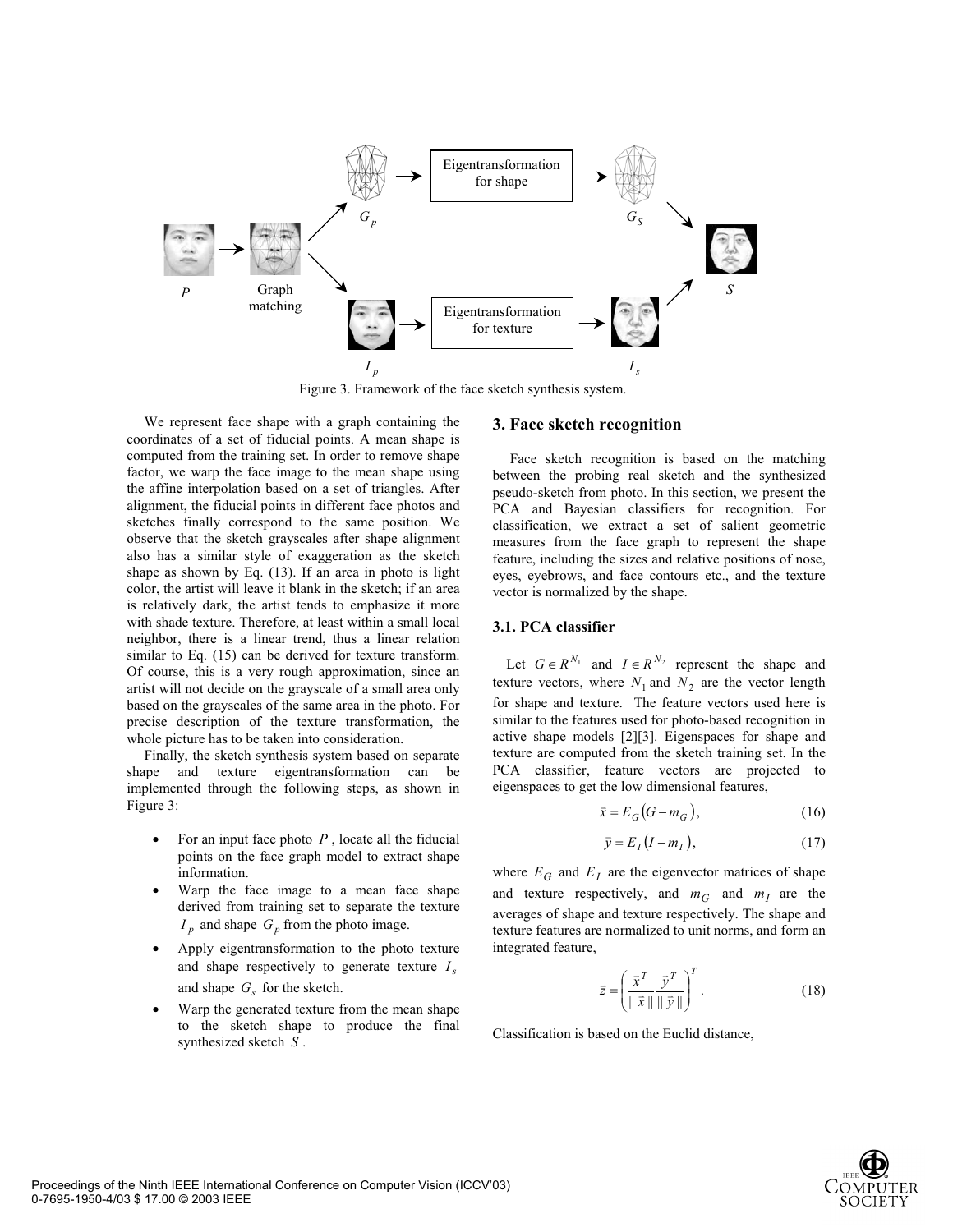Figure 3. Framework of the face sketch synthesis system.

We represent face shape with a graph containing the coordinates of a set of fiducial points. A mean shape is computed from the training set. In order to remove shape factor, we warp the face image to the mean shape using the affine interpolation based on a set of triangles. After alignment, the fiducial points in different face photos and sketches finally correspond to the same position. We observe that the sketch grayscales after shape alignment also has a similar style of exaggeration as the sketch shape as shown by Eq. (13). If an area in photo is light color, the artist will leave it blank in the sketch; if an area is relatively dark, the artist tends to emphasize it more with shade texture. Therefore, at least within a small local neighbor, there is a linear trend, thus a linear relation similar to Eq. (15) can be derived for texture transform. Of course, this is a very rough approximation, since an artist will not decide on the grayscale of a small area only based on the grayscales of the same area in the photo. For precise description of the texture transformation, the whole picture has to be taken into consideration.

Finally, the sketch synthesis system based on separate shape and texture eigentransformation can be implemented through the following steps, as shown in Figure 3:

- For an input face photo $P$, locate all the fiducial points on the face graph model to extract shape information.
- Warp the face image to a mean face shape derived from training set to separate the texture $I_p$ and shape $G_p$ from the photo image.
- Apply eigentransformation to the photo texture and shape respectively to generate texture $I_s$ and shape $G_s$ for the sketch.
- Warp the generated texture from the mean shape to the sketch shape to produce the final synthesized sketch $S$.

## 3. Face sketch recognition

Face sketch recognition is based on the matching between the probing real sketch and the synthesized pseudo-sketch from photo. In this section, we present the PCA and Bayesian classifiers for recognition. For classification, we extract a set of salient geometric measures from the face graph to represent the shape feature, including the sizes and relative positions of nose, eyes, eyebrows, and face contours etc., and the texture vector is normalized by the shape.

### 3.1. PCA classifier

Let $G \in R^{N_1}$ and $I \in R^{N_2}$ represent the shape and texture vectors, where $N_1$ and $N_2$ are the vector length for shape and texture. The feature vectors used here is similar to the features used for photo-based recognition in active shape models [2][3]. Eigenspaces for shape and texture are computed from the sketch training set. In the PCA classifier, feature vectors are projected to eigenspaces to get the low dimensional features,

$$\vec{x} = E_G\left(G - m_G\right), \tag{16}$$

$$\vec{y} = E_I\left(I - m_I\right), \tag{17}$$

where $E_G$ and $E_I$ are the eigenvector matrices of shape and texture respectively, and $m_G$ and $m_I$ are the averages of shape and texture respectively. The shape and texture features are normalized to unit norms, and form an integrated feature,

$$\vec{z} = \left(\frac{\vec{x}^T}{\|\vec{x}\|}\frac{\vec{y}^T}{\|\vec{y}\|}\right)^T. \tag{18}$$

Classification is based on the Euclid distance,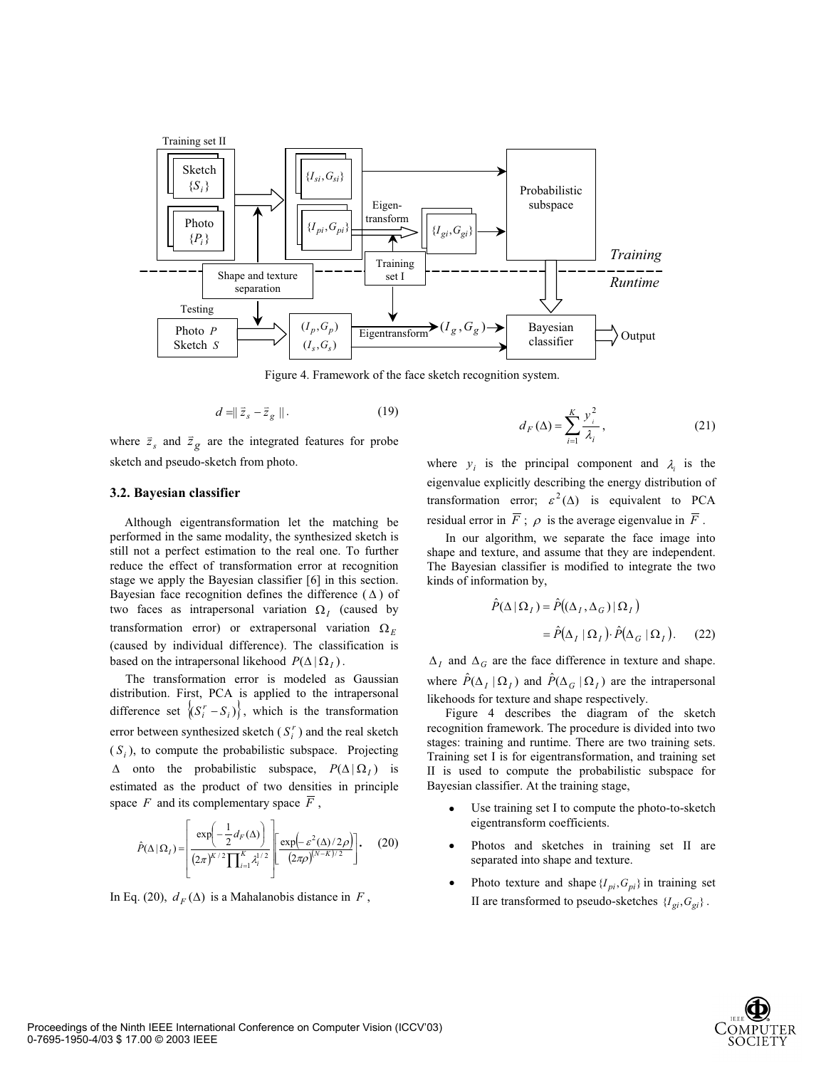Figure 4. Framework of the face sketch recognition system.

$$d = \| \vec{z}_s - \vec{z}_g \| . \tag{19}$$

where $\vec{z}_s$ and $\vec{z}_g$ are the integrated features for probe sketch and pseudo-sketch from photo.

### 3.2. Bayesian classifier

Although eigentransformation let the matching be performed in the same modality, the synthesized sketch is still not a perfect estimation to the real one. To further reduce the effect of transformation error at recognition stage we apply the Bayesian classifier [6] in this section. Bayesian face recognition defines the difference ($\Delta$) of two faces as intrapersonal variation $\Omega_I$ (caused by transformation error) or extrapersonal variation $\Omega_E$ (caused by individual difference). The classification is based on the intrapersonal likehood $P(\Delta | \Omega_I)$.

The transformation error is modeled as Gaussian distribution. First, PCA is applied to the intrapersonal difference set $\{(S_i^r - S_i)\}$, which is the transformation error between synthesized sketch ($S_i^r$) and the real sketch ($S_i$), to compute the probabilistic subspace. Projecting $\Delta$ onto the probabilistic subspace, $P(\Delta | \Omega_I)$ is estimated as the product of two densities in principle space $F$ and its complementary space $\overline{F}$,

$$\hat{P}(\Delta | \Omega_I) = \left[ \frac{\exp\left(-\frac{1}{2} d_F(\Delta)\right)}{(2\pi)^{K/2} \prod_{i=1}^{K} \lambda_i^{1/2}} \right] \left[ \frac{\exp\left(-\varepsilon^2(\Delta)/2\rho\right)}{(2\pi\rho)^{(N-K)/2}} \right]. \tag{20}$$

In Eq. (20), $d_F(\Delta)$ is a Mahalanobis distance in $F$,

$$d_F(\Delta) = \sum_{i=1}^{K} \frac{y_i^2}{\lambda_i}, \tag{21}$$

where $y_i$ is the principal component and $\lambda_i$ is the eigenvalue explicitly describing the energy distribution of transformation error; $\varepsilon^2(\Delta)$ is equivalent to PCA residual error in $\overline{F}$; $\rho$ is the average eigenvalue in $\overline{F}$.

In our algorithm, we separate the face image into shape and texture, and assume that they are independent. The Bayesian classifier is modified to integrate the two kinds of information by,

$$\begin{aligned} \hat{P}(\Delta | \Omega_I) &= \hat{P}((\Delta_I, \Delta_G) | \Omega_I) \\ &= \hat{P}(\Delta_I | \Omega_I) \cdot \hat{P}(\Delta_G | \Omega_I). \end{aligned} \tag{22}$$

$\Delta_I$ and $\Delta_G$ are the face difference in texture and shape. where $\hat{P}(\Delta_I | \Omega_I)$ and $\hat{P}(\Delta_G | \Omega_I)$ are the intrapersonal likehoods for texture and shape respectively.

Figure 4 describes the diagram of the sketch recognition framework. The procedure is divided into two stages: training and runtime. There are two training sets. Training set I is for eigentransformation, and training set II is used to compute the probabilistic subspace for Bayesian classifier. At the training stage,

- Use training set I to compute the photo-to-sketch eigentransform coefficients.
- Photos and sketches in training set II are separated into shape and texture.
- Photo texture and shape $\{I_{pi}, G_{pi}\}$ in training set II are transformed to pseudo-sketches $\{I_{gi}, G_{gi}\}$.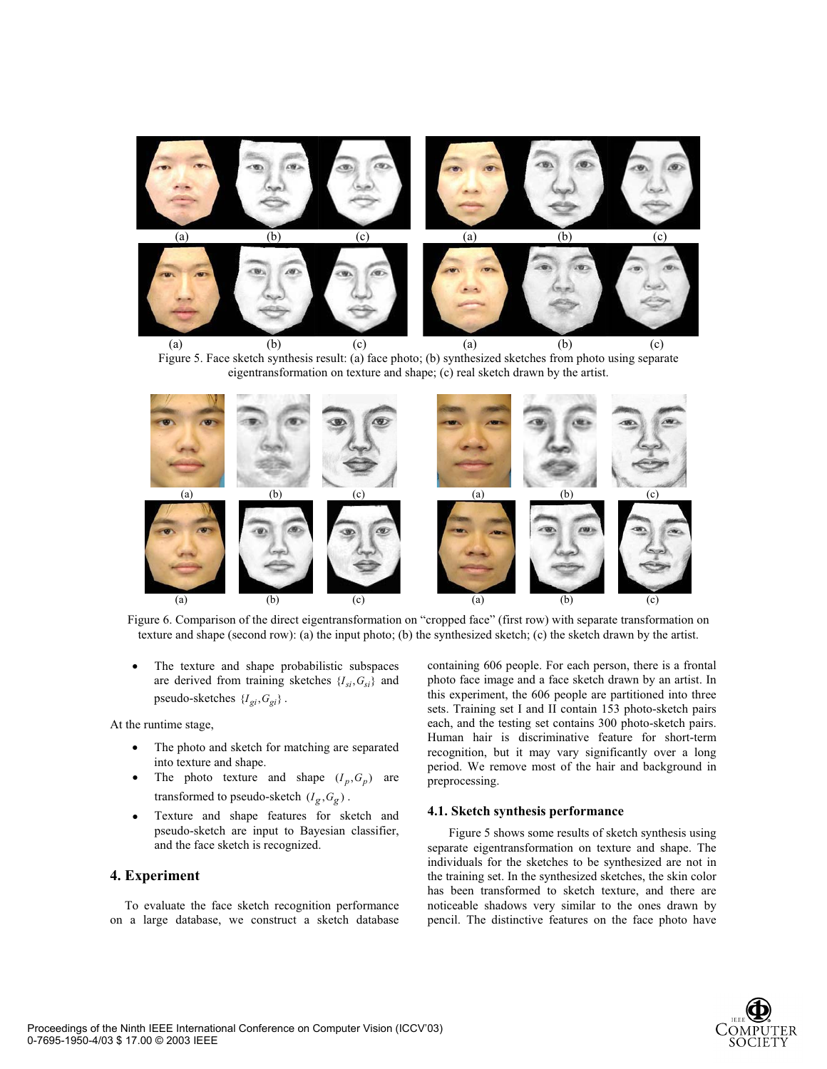(a) (b) (c) (a) (b) (c)

(a) (b) (c) (a) (b) (c)

Figure 5. Face sketch synthesis result: (a) face photo; (b) synthesized sketches from photo using separate eigentransformation on texture and shape; (c) real sketch drawn by the artist.

(a) (b) (c) (a) (b) (c)

(a) (b) (c) (a) (b) (c)

Figure 6. Comparison of the direct eigentransformation on "cropped face" (first row) with separate transformation on texture and shape (second row): (a) the input photo; (b) the synthesized sketch; (c) the sketch drawn by the artist.

- The texture and shape probabilistic subspaces are derived from training sketches $\{I_{si}, G_{si}\}$ and pseudo-sketches $\{I_{gi}, G_{gi}\}$.

At the runtime stage,

- The photo and sketch for matching are separated into texture and shape.
- The photo texture and shape $(I_p, G_p)$ are transformed to pseudo-sketch $(I_g, G_g)$.
- Texture and shape features for sketch and pseudo-sketch are input to Bayesian classifier, and the face sketch is recognized.

## 4. Experiment

To evaluate the face sketch recognition performance on a large database, we construct a sketch database containing 606 people. For each person, there is a frontal photo face image and a face sketch drawn by an artist. In this experiment, the 606 people are partitioned into three sets. Training set I and II contain 153 photo-sketch pairs each, and the testing set contains 300 photo-sketch pairs. Human hair is discriminative feature for short-term recognition, but it may vary significantly over a long period. We remove most of the hair and background in preprocessing.

### 4.1. Sketch synthesis performance

Figure 5 shows some results of sketch synthesis using separate eigentransformation on texture and shape. The individuals for the sketches to be synthesized are not in the training set. In the synthesized sketches, the skin color has been transformed to sketch texture, and there are noticeable shadows very similar to the ones drawn by pencil. The distinctive features on the face photo have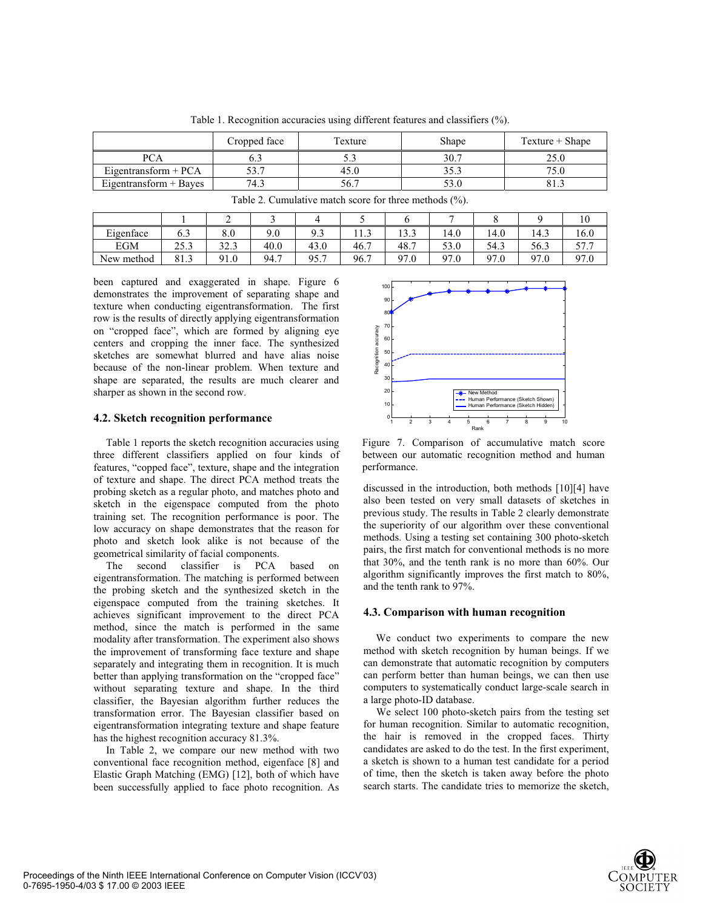Table 1. Recognition accuracies using different features and classifiers (%).

| | Cropped face | Texture | Shape | Texture + Shape |
|---|---|---|---|---|
| PCA | 6.3 | 5.3 | 30.7 | 25.0 |
| Eigentransform + PCA | 53.7 | 45.0 | 35.3 | 75.0 |
| Eigentransform + Bayes | 74.3 | 56.7 | 53.0 | 81.3 |

Table 2. Cumulative match score for three methods (%).

| | 1 | 2 | 3 | 4 | 5 | 6 | 7 | 8 | 9 | 10 |
|---|---|---|---|---|---|---|---|---|---|---|
| Eigenface | 6.3 | 8.0 | 9.0 | 9.3 | 11.3 | 13.3 | 14.0 | 14.0 | 14.3 | 16.0 |
| EGM | 25.3 | 32.3 | 40.0 | 43.0 | 46.7 | 48.7 | 53.0 | 54.3 | 56.3 | 57.7 |
| New method | 81.3 | 91.0 | 94.7 | 95.7 | 96.7 | 97.0 | 97.0 | 97.0 | 97.0 | 97.0 |

been captured and exaggerated in shape. Figure 6 demonstrates the improvement of separating shape and texture when conducting eigentransformation. The first row is the results of directly applying eigentransformation on "cropped face", which are formed by aligning eye centers and cropping the inner face. The synthesized sketches are somewhat blurred and have alias noise because of the non-linear problem. When texture and shape are separated, the results are much clearer and sharper as shown in the second row.

## 4.2. Sketch recognition performance

Table 1 reports the sketch recognition accuracies using three different classifiers applied on four kinds of features, "copped face", texture, shape and the integration of texture and shape. The direct PCA method treats the probing sketch as a regular photo, and matches photo and sketch in the eigenspace computed from the photo training set. The recognition performance is poor. The low accuracy on shape demonstrates that the reason for photo and sketch look alike is not because of the geometrical similarity of facial components.

The second classifier is PCA based on eigentransformation. The matching is performed between the probing sketch and the synthesized sketch in the eigenspace computed from the training sketches. It achieves significant improvement to the direct PCA method, since the match is performed in the same modality after transformation. The experiment also shows the improvement of transforming face texture and shape separately and integrating them in recognition. It is much better than applying transformation on the "cropped face" without separating texture and shape. In the third classifier, the Bayesian algorithm further reduces the transformation error. The Bayesian classifier based on eigentransformation integrating texture and shape feature has the highest recognition accuracy 81.3%.

In Table 2, we compare our new method with two conventional face recognition method, eigenface [8] and Elastic Graph Matching (EMG) [12], both of which have been successfully applied to face photo recognition. As discussed in the introduction, both methods [10][4] have also been tested on very small datasets of sketches in previous study. The results in Table 2 clearly demonstrate the superiority of our algorithm over these conventional methods. Using a testing set containing 300 photo-sketch pairs, the first match for conventional methods is no more that 30%, and the tenth rank is no more than 60%. Our algorithm significantly improves the first match to 80%, and the tenth rank to 97%.

Figure 7. Comparison of accumulative match score between our automatic recognition method and human performance.

## 4.3. Comparison with human recognition

We conduct two experiments to compare the new method with sketch recognition by human beings. If we can demonstrate that automatic recognition by computers can perform better than human beings, we can then use computers to systematically conduct large-scale search in a large photo-ID database.

We select 100 photo-sketch pairs from the testing set for human recognition. Similar to automatic recognition, the hair is removed in the cropped faces. Thirty candidates are asked to do the test. In the first experiment, a sketch is shown to a human test candidate for a period of time, then the sketch is taken away before the photo search starts. The candidate tries to memorize the sketch,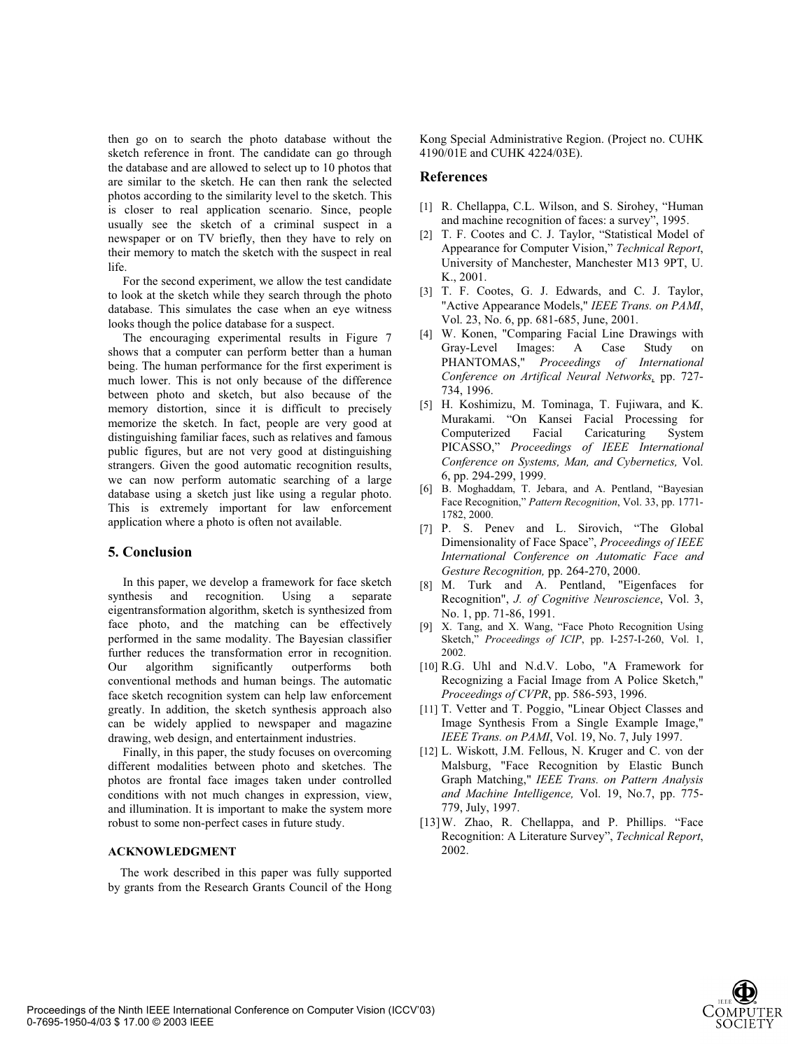then go on to search the photo database without the sketch reference in front. The candidate can go through the database and are allowed to select up to 10 photos that are similar to the sketch. He can then rank the selected photos according to the similarity level to the sketch. This is closer to real application scenario. Since, people usually see the sketch of a criminal suspect in a newspaper or on TV briefly, then they have to rely on their memory to match the sketch with the suspect in real life.

For the second experiment, we allow the test candidate to look at the sketch while they search through the photo database. This simulates the case when an eye witness looks though the police database for a suspect.

The encouraging experimental results in Figure 7 shows that a computer can perform better than a human being. The human performance for the first experiment is much lower. This is not only because of the difference between photo and sketch, but also because of the memory distortion, since it is difficult to precisely memorize the sketch. In fact, people are very good at distinguishing familiar faces, such as relatives and famous public figures, but are not very good at distinguishing strangers. Given the good automatic recognition results, we can now perform automatic searching of a large database using a sketch just like using a regular photo. This is extremely important for law enforcement application where a photo is often not available.

## 5. Conclusion

In this paper, we develop a framework for face sketch synthesis and recognition. Using a separate eigentransformation algorithm, sketch is synthesized from face photo, and the matching can be effectively performed in the same modality. The Bayesian classifier further reduces the transformation error in recognition. Our algorithm significantly outperforms both conventional methods and human beings. The automatic face sketch recognition system can help law enforcement greatly. In addition, the sketch synthesis approach also can be widely applied to newspaper and magazine drawing, web design, and entertainment industries.

Finally, in this paper, the study focuses on overcoming different modalities between photo and sketches. The photos are frontal face images taken under controlled conditions with not much changes in expression, view, and illumination. It is important to make the system more robust to some non-perfect cases in future study.

### ACKNOWLEDGMENT

The work described in this paper was fully supported by grants from the Research Grants Council of the Hong Kong Special Administrative Region. (Project no. CUHK 4190/01E and CUHK 4224/03E).

## References

[1] R. Chellappa, C.L. Wilson, and S. Sirohey, "Human and machine recognition of faces: a survey", 1995.

[2] T. F. Cootes and C. J. Taylor, "Statistical Model of Appearance for Computer Vision," *Technical Report*, University of Manchester, Manchester M13 9PT, U. K., 2001.

[3] T. F. Cootes, G. J. Edwards, and C. J. Taylor, "Active Appearance Models," *IEEE Trans. on PAMI*, Vol. 23, No. 6, pp. 681-685, June, 2001.

[4] W. Konen, "Comparing Facial Line Drawings with Gray-Level Images: A Case Study on PHANTOMAS," *Proceedings of International Conference on Artifical Neural Networks*, pp. 727-734, 1996.

[5] H. Koshimizu, M. Tominaga, T. Fujiwara, and K. Murakami. "On Kansei Facial Processing for Computerized Facial Caricaturing System PICASSO," *Proceedings of IEEE International Conference on Systems, Man, and Cybernetics,* Vol. 6, pp. 294-299, 1999.

[6] B. Moghaddam, T. Jebara, and A. Pentland, "Bayesian Face Recognition," *Pattern Recognition*, Vol. 33, pp. 1771-1782, 2000.

[7] P. S. Penev and L. Sirovich, "The Global Dimensionality of Face Space", *Proceedings of IEEE International Conference on Automatic Face and Gesture Recognition,* pp. 264-270, 2000.

[8] M. Turk and A. Pentland, "Eigenfaces for Recognition", *J. of Cognitive Neuroscience*, Vol. 3, No. 1, pp. 71-86, 1991.

[9] X. Tang, and X. Wang, "Face Photo Recognition Using Sketch," *Proceedings of ICIP*, pp. I-257-I-260, Vol. 1, 2002.

[10] R.G. Uhl and N.d.V. Lobo, "A Framework for Recognizing a Facial Image from A Police Sketch," *Proceedings of CVPR*, pp. 586-593, 1996.

[11] T. Vetter and T. Poggio, "Linear Object Classes and Image Synthesis From a Single Example Image," *IEEE Trans. on PAMI*, Vol. 19, No. 7, July 1997.

[12] L. Wiskott, J.M. Fellous, N. Kruger and C. von der Malsburg, "Face Recognition by Elastic Bunch Graph Matching," *IEEE Trans. on Pattern Analysis and Machine Intelligence,* Vol. 19, No.7, pp. 775-779, July, 1997.

[13] W. Zhao, R. Chellappa, and P. Phillips. "Face Recognition: A Literature Survey", *Technical Report*, 2002.